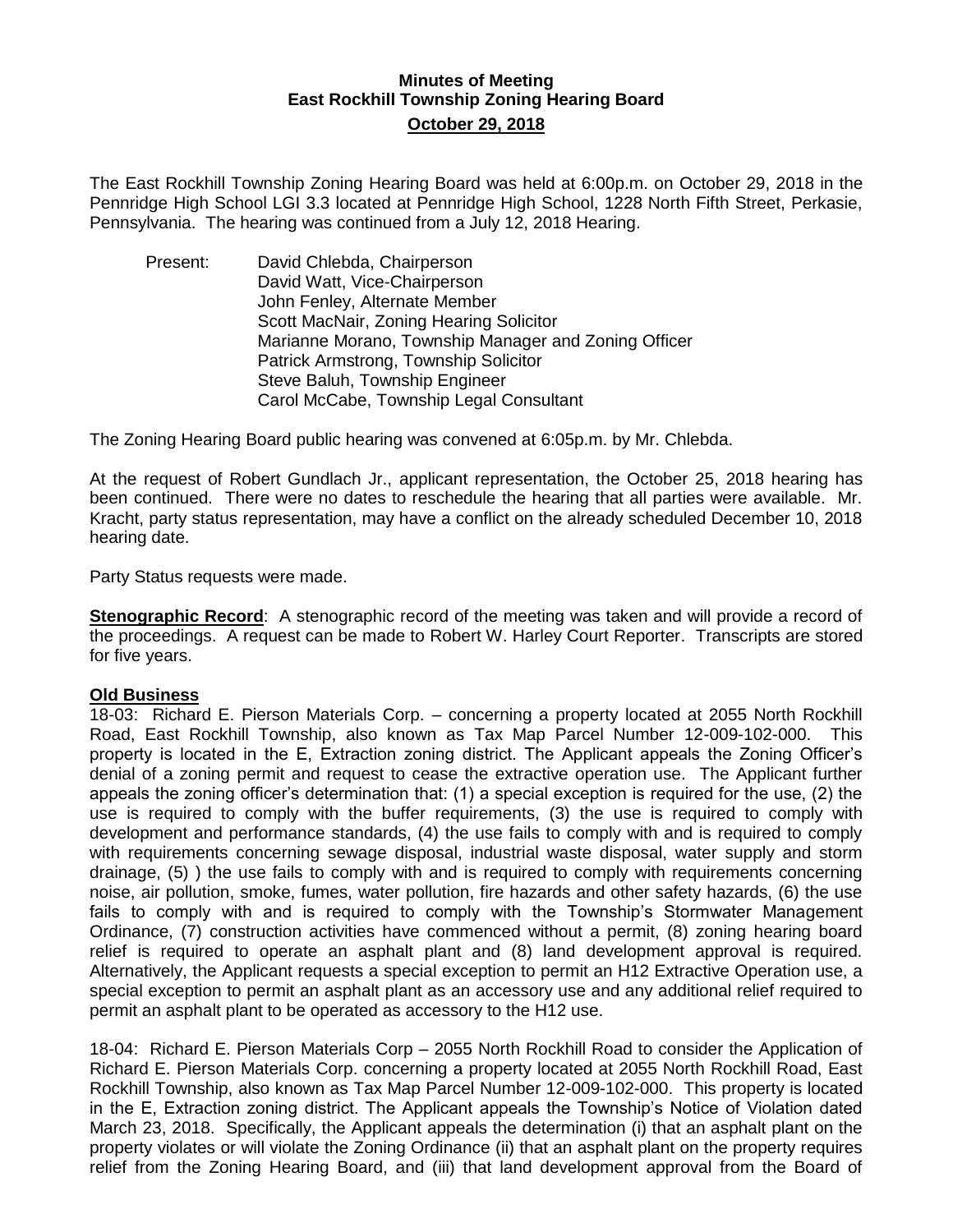**Minutes of Meeting**
**East Rockhill Township Zoning Hearing Board**
**October 29, 2018**

The East Rockhill Township Zoning Hearing Board was held at 6:00p.m. on October 29, 2018 in the Pennridge High School LGI 3.3 located at Pennridge High School, 1228 North Fifth Street, Perkasie, Pennsylvania. The hearing was continued from a July 12, 2018 Hearing.

Present:
- David Chlebda, Chairperson
- David Watt, Vice-Chairperson
- John Fenley, Alternate Member
- Scott MacNair, Zoning Hearing Solicitor
- Marianne Morano, Township Manager and Zoning Officer
- Patrick Armstrong, Township Solicitor
- Steve Baluh, Township Engineer
- Carol McCabe, Township Legal Consultant

The Zoning Hearing Board public hearing was convened at 6:05p.m. by Mr. Chlebda.

At the request of Robert Gundlach Jr., applicant representation, the October 25, 2018 hearing has been continued. There were no dates to reschedule the hearing that all parties were available. Mr. Kracht, party status representation, may have a conflict on the already scheduled December 10, 2018 hearing date.

Party Status requests were made.

**Stenographic Record**: A stenographic record of the meeting was taken and will provide a record of the proceedings. A request can be made to Robert W. Harley Court Reporter. Transcripts are stored for five years.

**Old Business**

18-03: Richard E. Pierson Materials Corp. – concerning a property located at 2055 North Rockhill Road, East Rockhill Township, also known as Tax Map Parcel Number 12-009-102-000. This property is located in the E, Extraction zoning district. The Applicant appeals the Zoning Officer's denial of a zoning permit and request to cease the extractive operation use. The Applicant further appeals the zoning officer's determination that: (1) a special exception is required for the use, (2) the use is required to comply with the buffer requirements, (3) the use is required to comply with development and performance standards, (4) the use fails to comply with and is required to comply with requirements concerning sewage disposal, industrial waste disposal, water supply and storm drainage, (5) ) the use fails to comply with and is required to comply with requirements concerning noise, air pollution, smoke, fumes, water pollution, fire hazards and other safety hazards, (6) the use fails to comply with and is required to comply with the Township's Stormwater Management Ordinance, (7) construction activities have commenced without a permit, (8) zoning hearing board relief is required to operate an asphalt plant and (8) land development approval is required. Alternatively, the Applicant requests a special exception to permit an H12 Extractive Operation use, a special exception to permit an asphalt plant as an accessory use and any additional relief required to permit an asphalt plant to be operated as accessory to the H12 use.

18-04: Richard E. Pierson Materials Corp – 2055 North Rockhill Road to consider the Application of Richard E. Pierson Materials Corp. concerning a property located at 2055 North Rockhill Road, East Rockhill Township, also known as Tax Map Parcel Number 12-009-102-000. This property is located in the E, Extraction zoning district. The Applicant appeals the Township's Notice of Violation dated March 23, 2018. Specifically, the Applicant appeals the determination (i) that an asphalt plant on the property violates or will violate the Zoning Ordinance (ii) that an asphalt plant on the property requires relief from the Zoning Hearing Board, and (iii) that land development approval from the Board of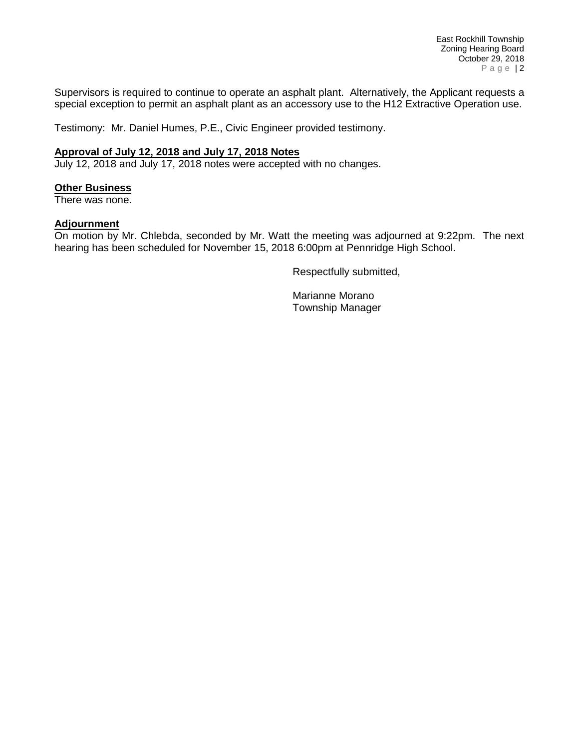Supervisors is required to continue to operate an asphalt plant. Alternatively, the Applicant requests a special exception to permit an asphalt plant as an accessory use to the H12 Extractive Operation use.

Testimony: Mr. Daniel Humes, P.E., Civic Engineer provided testimony.

**Approval of July 12, 2018 and July 17, 2018 Notes**

July 12, 2018 and July 17, 2018 notes were accepted with no changes.

**Other Business**

There was none.

**Adjournment**

On motion by Mr. Chlebda, seconded by Mr. Watt the meeting was adjourned at 9:22pm. The next hearing has been scheduled for November 15, 2018 6:00pm at Pennridge High School.

Respectfully submitted,

Marianne Morano
Township Manager